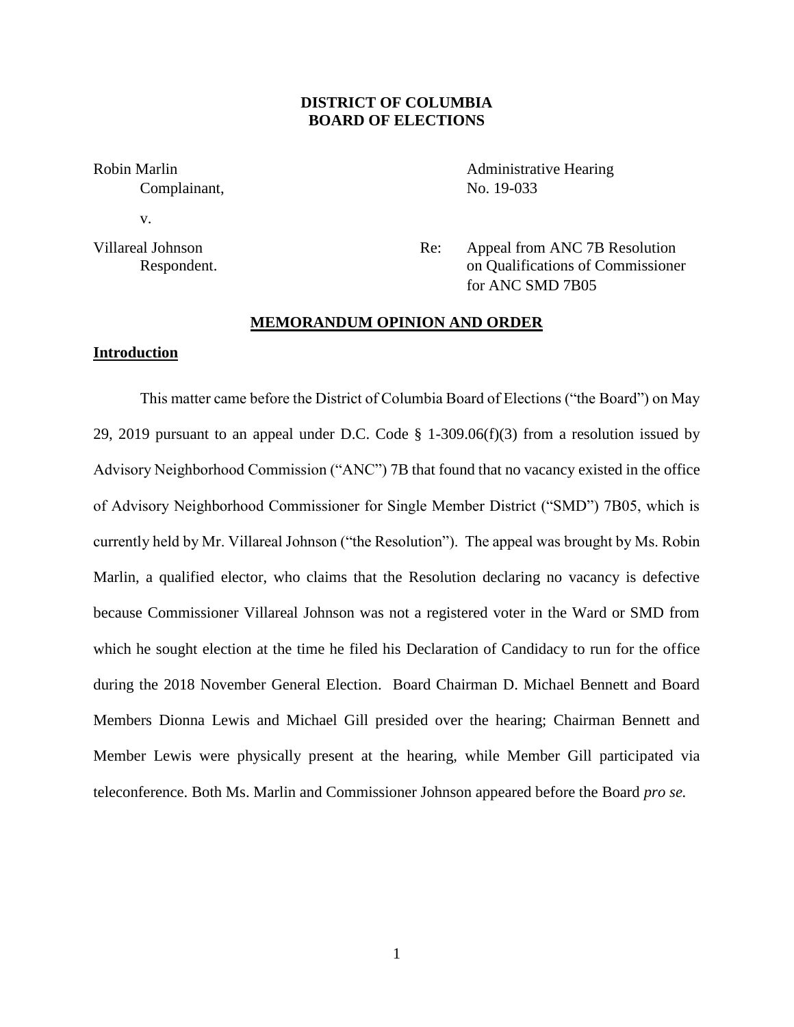**DISTRICT OF COLUMBIA**
**BOARD OF ELECTIONS**

Robin Marlin
Complainant,

v.

Villareal Johnson
Respondent.

Administrative Hearing
No. 19-033

Re: Appeal from ANC 7B Resolution on Qualifications of Commissioner for ANC SMD 7B05

## MEMORANDUM OPINION AND ORDER

### Introduction

This matter came before the District of Columbia Board of Elections ("the Board") on May 29, 2019 pursuant to an appeal under D.C. Code § 1-309.06(f)(3) from a resolution issued by Advisory Neighborhood Commission ("ANC") 7B that found that no vacancy existed in the office of Advisory Neighborhood Commissioner for Single Member District ("SMD") 7B05, which is currently held by Mr. Villareal Johnson ("the Resolution"). The appeal was brought by Ms. Robin Marlin, a qualified elector, who claims that the Resolution declaring no vacancy is defective because Commissioner Villareal Johnson was not a registered voter in the Ward or SMD from which he sought election at the time he filed his Declaration of Candidacy to run for the office during the 2018 November General Election. Board Chairman D. Michael Bennett and Board Members Dionna Lewis and Michael Gill presided over the hearing; Chairman Bennett and Member Lewis were physically present at the hearing, while Member Gill participated via teleconference. Both Ms. Marlin and Commissioner Johnson appeared before the Board *pro se.*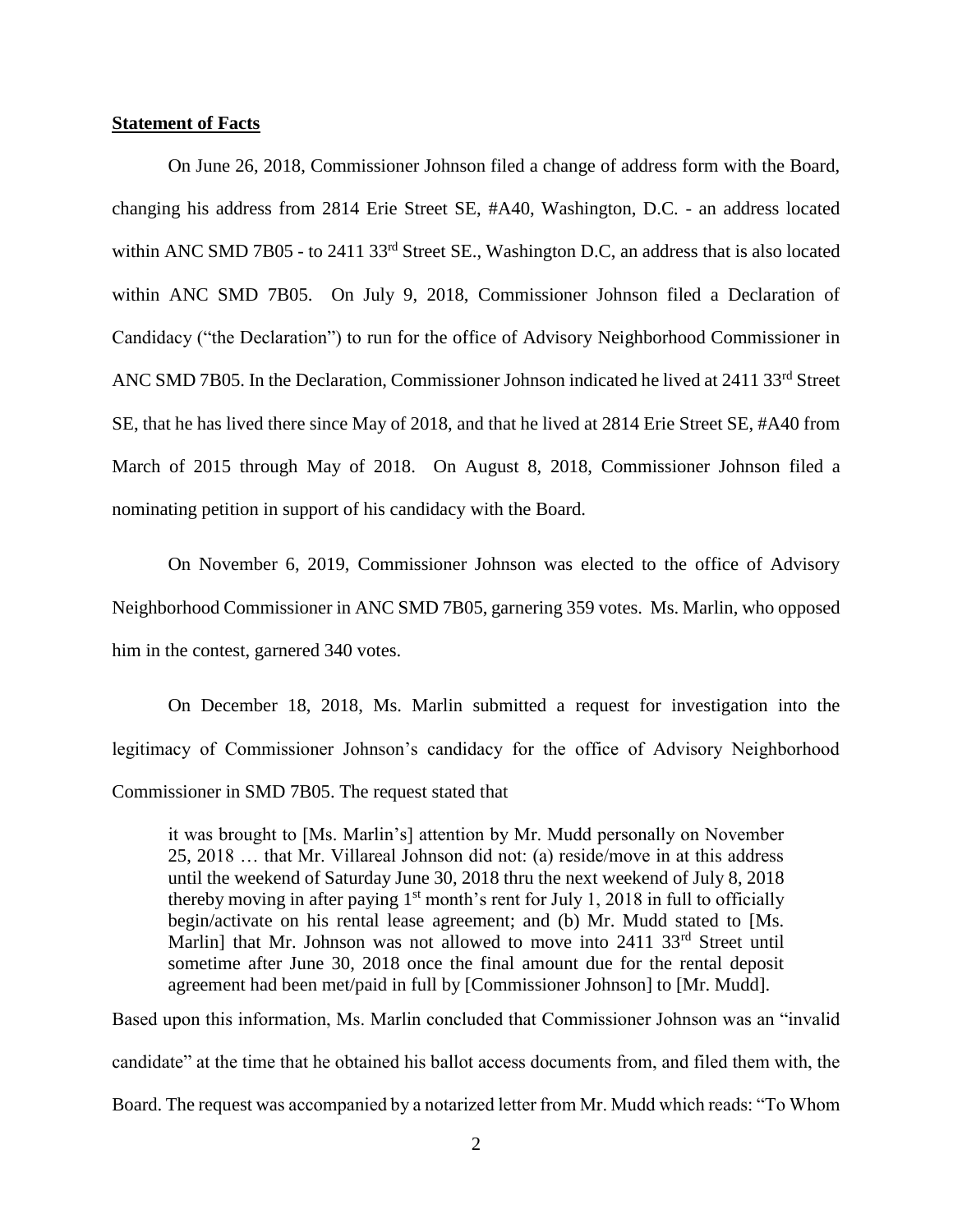**Statement of Facts**

On June 26, 2018, Commissioner Johnson filed a change of address form with the Board, changing his address from 2814 Erie Street SE, #A40, Washington, D.C. - an address located within ANC SMD 7B05 - to 2411 33rd Street SE., Washington D.C, an address that is also located within ANC SMD 7B05. On July 9, 2018, Commissioner Johnson filed a Declaration of Candidacy ("the Declaration") to run for the office of Advisory Neighborhood Commissioner in ANC SMD 7B05. In the Declaration, Commissioner Johnson indicated he lived at 2411 33rd Street SE, that he has lived there since May of 2018, and that he lived at 2814 Erie Street SE, #A40 from March of 2015 through May of 2018. On August 8, 2018, Commissioner Johnson filed a nominating petition in support of his candidacy with the Board.

On November 6, 2019, Commissioner Johnson was elected to the office of Advisory Neighborhood Commissioner in ANC SMD 7B05, garnering 359 votes. Ms. Marlin, who opposed him in the contest, garnered 340 votes.

On December 18, 2018, Ms. Marlin submitted a request for investigation into the legitimacy of Commissioner Johnson's candidacy for the office of Advisory Neighborhood Commissioner in SMD 7B05. The request stated that

> it was brought to [Ms. Marlin's] attention by Mr. Mudd personally on November 25, 2018 … that Mr. Villareal Johnson did not: (a) reside/move in at this address until the weekend of Saturday June 30, 2018 thru the next weekend of July 8, 2018 thereby moving in after paying 1st month's rent for July 1, 2018 in full to officially begin/activate on his rental lease agreement; and (b) Mr. Mudd stated to [Ms. Marlin] that Mr. Johnson was not allowed to move into 2411 33rd Street until sometime after June 30, 2018 once the final amount due for the rental deposit agreement had been met/paid in full by [Commissioner Johnson] to [Mr. Mudd].

Based upon this information, Ms. Marlin concluded that Commissioner Johnson was an "invalid candidate" at the time that he obtained his ballot access documents from, and filed them with, the Board. The request was accompanied by a notarized letter from Mr. Mudd which reads: "To Whom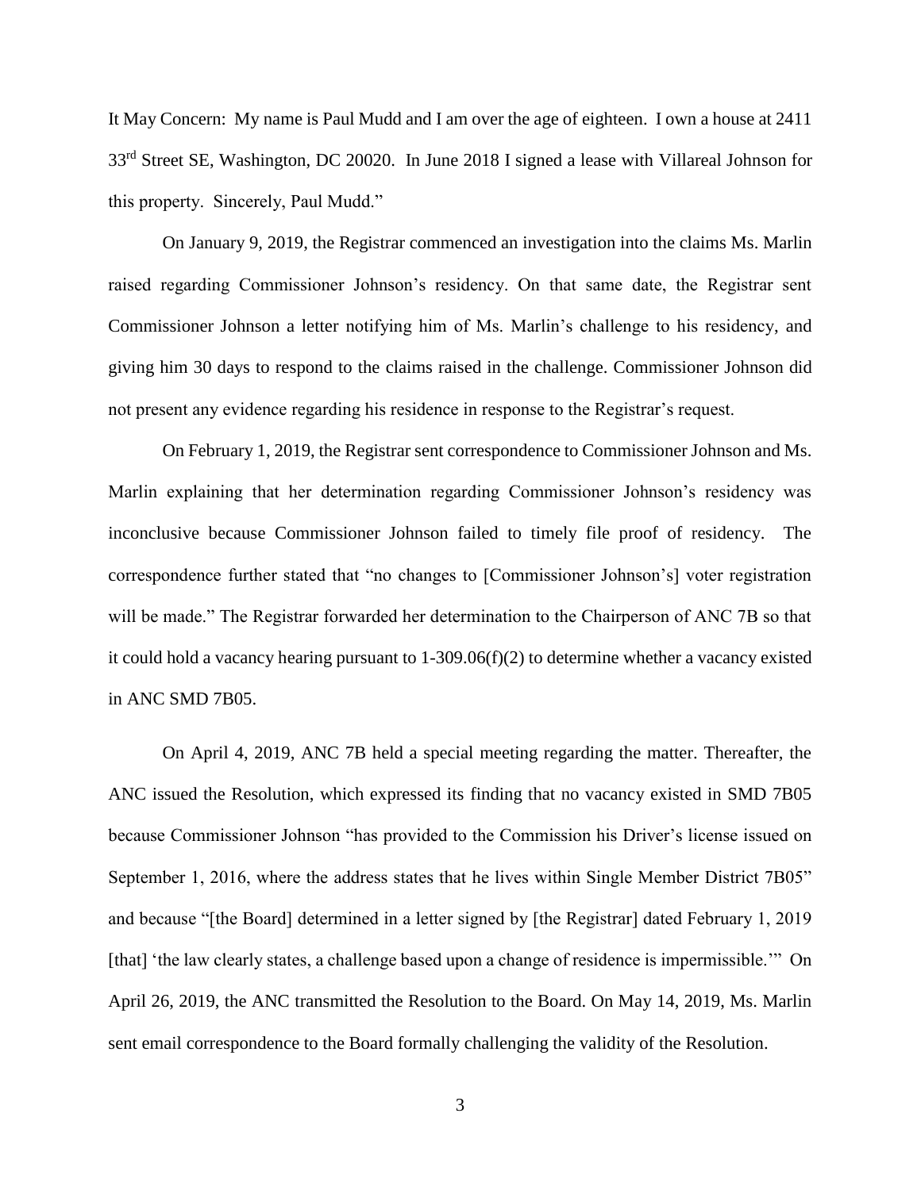It May Concern: My name is Paul Mudd and I am over the age of eighteen. I own a house at 2411 33rd Street SE, Washington, DC 20020. In June 2018 I signed a lease with Villareal Johnson for this property. Sincerely, Paul Mudd."

On January 9, 2019, the Registrar commenced an investigation into the claims Ms. Marlin raised regarding Commissioner Johnson's residency. On that same date, the Registrar sent Commissioner Johnson a letter notifying him of Ms. Marlin's challenge to his residency, and giving him 30 days to respond to the claims raised in the challenge. Commissioner Johnson did not present any evidence regarding his residence in response to the Registrar's request.

On February 1, 2019, the Registrar sent correspondence to Commissioner Johnson and Ms. Marlin explaining that her determination regarding Commissioner Johnson's residency was inconclusive because Commissioner Johnson failed to timely file proof of residency. The correspondence further stated that "no changes to [Commissioner Johnson's] voter registration will be made." The Registrar forwarded her determination to the Chairperson of ANC 7B so that it could hold a vacancy hearing pursuant to 1-309.06(f)(2) to determine whether a vacancy existed in ANC SMD 7B05.

On April 4, 2019, ANC 7B held a special meeting regarding the matter. Thereafter, the ANC issued the Resolution, which expressed its finding that no vacancy existed in SMD 7B05 because Commissioner Johnson "has provided to the Commission his Driver's license issued on September 1, 2016, where the address states that he lives within Single Member District 7B05" and because "[the Board] determined in a letter signed by [the Registrar] dated February 1, 2019 [that] 'the law clearly states, a challenge based upon a change of residence is impermissible.'" On April 26, 2019, the ANC transmitted the Resolution to the Board. On May 14, 2019, Ms. Marlin sent email correspondence to the Board formally challenging the validity of the Resolution.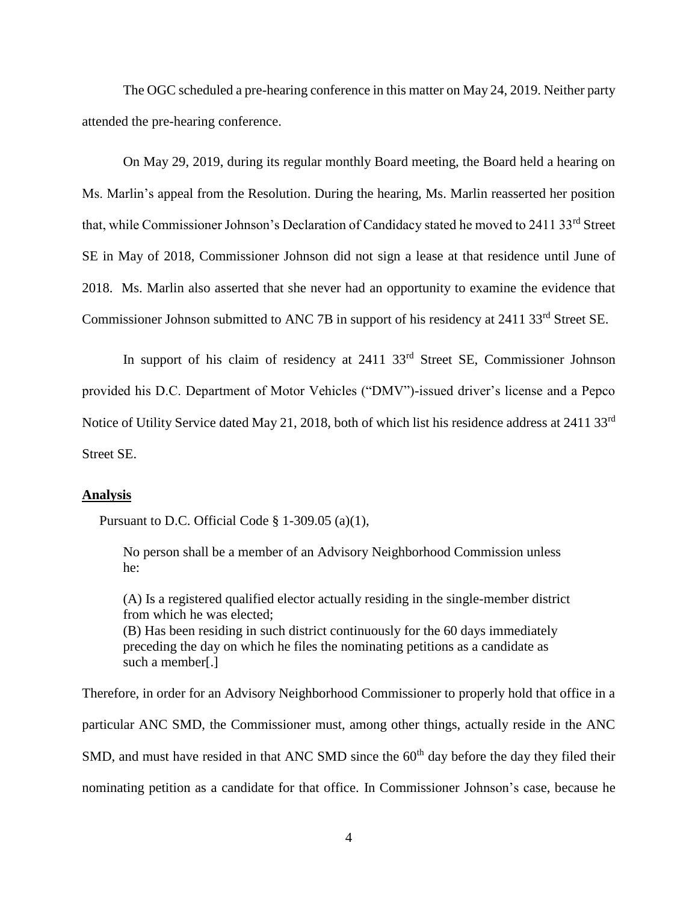The OGC scheduled a pre-hearing conference in this matter on May 24, 2019. Neither party attended the pre-hearing conference.

On May 29, 2019, during its regular monthly Board meeting, the Board held a hearing on Ms. Marlin's appeal from the Resolution. During the hearing, Ms. Marlin reasserted her position that, while Commissioner Johnson's Declaration of Candidacy stated he moved to 2411 33rd Street SE in May of 2018, Commissioner Johnson did not sign a lease at that residence until June of 2018. Ms. Marlin also asserted that she never had an opportunity to examine the evidence that Commissioner Johnson submitted to ANC 7B in support of his residency at 2411 33rd Street SE.

In support of his claim of residency at 2411 33rd Street SE, Commissioner Johnson provided his D.C. Department of Motor Vehicles ("DMV")-issued driver's license and a Pepco Notice of Utility Service dated May 21, 2018, both of which list his residence address at 2411 33rd Street SE.

**Analysis**

Pursuant to D.C. Official Code § 1-309.05 (a)(1),

> No person shall be a member of an Advisory Neighborhood Commission unless he:
>
> (A) Is a registered qualified elector actually residing in the single-member district from which he was elected;
> (B) Has been residing in such district continuously for the 60 days immediately preceding the day on which he files the nominating petitions as a candidate as such a member[.]

Therefore, in order for an Advisory Neighborhood Commissioner to properly hold that office in a particular ANC SMD, the Commissioner must, among other things, actually reside in the ANC SMD, and must have resided in that ANC SMD since the 60th day before the day they filed their nominating petition as a candidate for that office. In Commissioner Johnson's case, because he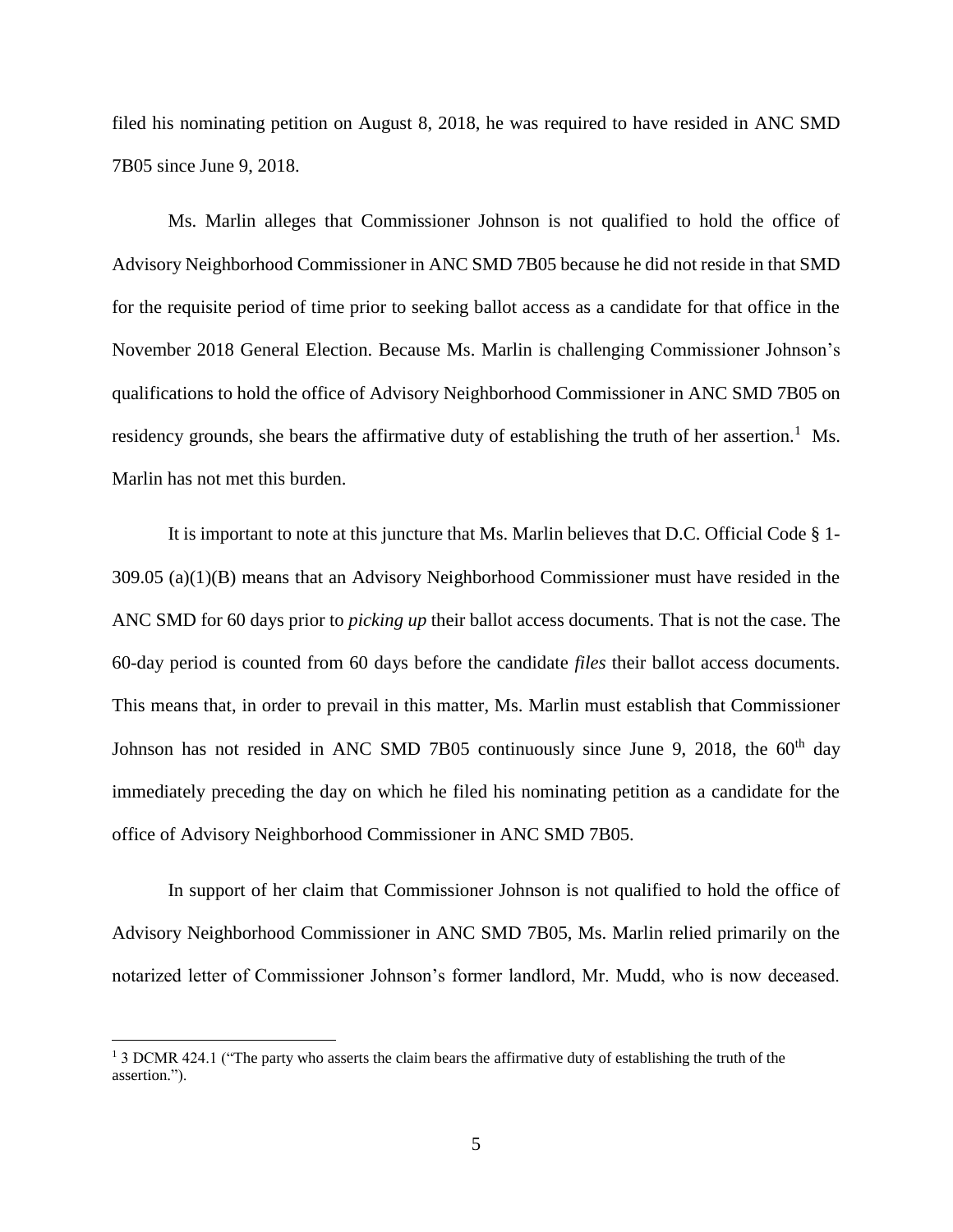filed his nominating petition on August 8, 2018, he was required to have resided in ANC SMD 7B05 since June 9, 2018.

Ms. Marlin alleges that Commissioner Johnson is not qualified to hold the office of Advisory Neighborhood Commissioner in ANC SMD 7B05 because he did not reside in that SMD for the requisite period of time prior to seeking ballot access as a candidate for that office in the November 2018 General Election. Because Ms. Marlin is challenging Commissioner Johnson's qualifications to hold the office of Advisory Neighborhood Commissioner in ANC SMD 7B05 on residency grounds, she bears the affirmative duty of establishing the truth of her assertion.[1] Ms. Marlin has not met this burden.

It is important to note at this juncture that Ms. Marlin believes that D.C. Official Code § 1-309.05 (a)(1)(B) means that an Advisory Neighborhood Commissioner must have resided in the ANC SMD for 60 days prior to *picking up* their ballot access documents. That is not the case. The 60-day period is counted from 60 days before the candidate *files* their ballot access documents. This means that, in order to prevail in this matter, Ms. Marlin must establish that Commissioner Johnson has not resided in ANC SMD 7B05 continuously since June 9, 2018, the 60th day immediately preceding the day on which he filed his nominating petition as a candidate for the office of Advisory Neighborhood Commissioner in ANC SMD 7B05.

In support of her claim that Commissioner Johnson is not qualified to hold the office of Advisory Neighborhood Commissioner in ANC SMD 7B05, Ms. Marlin relied primarily on the notarized letter of Commissioner Johnson's former landlord, Mr. Mudd, who is now deceased.

---

[1] 3 DCMR 424.1 ("The party who asserts the claim bears the affirmative duty of establishing the truth of the assertion.").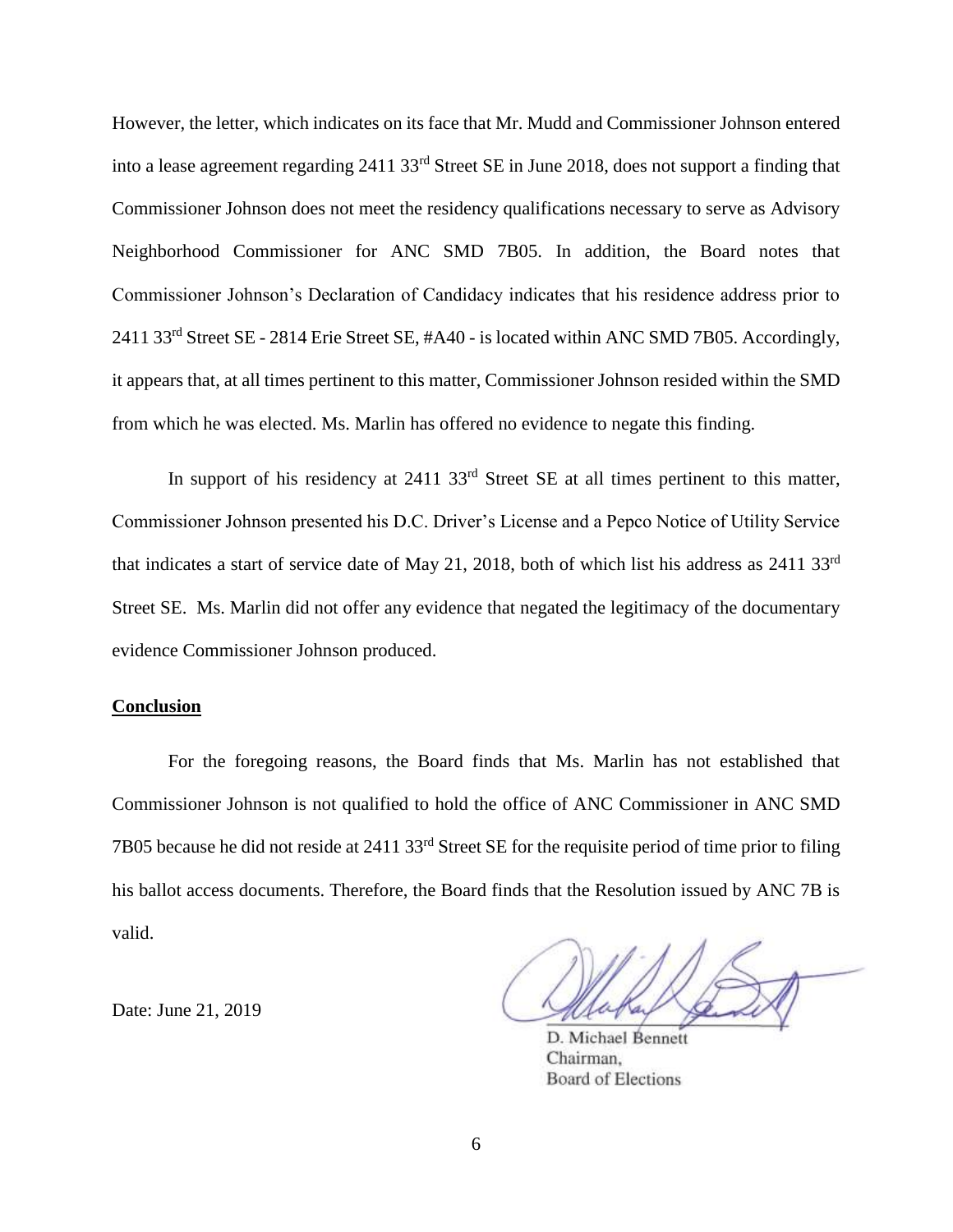However, the letter, which indicates on its face that Mr. Mudd and Commissioner Johnson entered into a lease agreement regarding 2411 33rd Street SE in June 2018, does not support a finding that Commissioner Johnson does not meet the residency qualifications necessary to serve as Advisory Neighborhood Commissioner for ANC SMD 7B05. In addition, the Board notes that Commissioner Johnson's Declaration of Candidacy indicates that his residence address prior to 2411 33rd Street SE - 2814 Erie Street SE, #A40 - is located within ANC SMD 7B05. Accordingly, it appears that, at all times pertinent to this matter, Commissioner Johnson resided within the SMD from which he was elected. Ms. Marlin has offered no evidence to negate this finding.

In support of his residency at 2411 33rd Street SE at all times pertinent to this matter, Commissioner Johnson presented his D.C. Driver's License and a Pepco Notice of Utility Service that indicates a start of service date of May 21, 2018, both of which list his address as 2411 33rd Street SE. Ms. Marlin did not offer any evidence that negated the legitimacy of the documentary evidence Commissioner Johnson produced.

**Conclusion**

For the foregoing reasons, the Board finds that Ms. Marlin has not established that Commissioner Johnson is not qualified to hold the office of ANC Commissioner in ANC SMD 7B05 because he did not reside at 2411 33rd Street SE for the requisite period of time prior to filing his ballot access documents. Therefore, the Board finds that the Resolution issued by ANC 7B is valid.

Date: June 21, 2019

D. Michael Bennett
Chairman,
Board of Elections